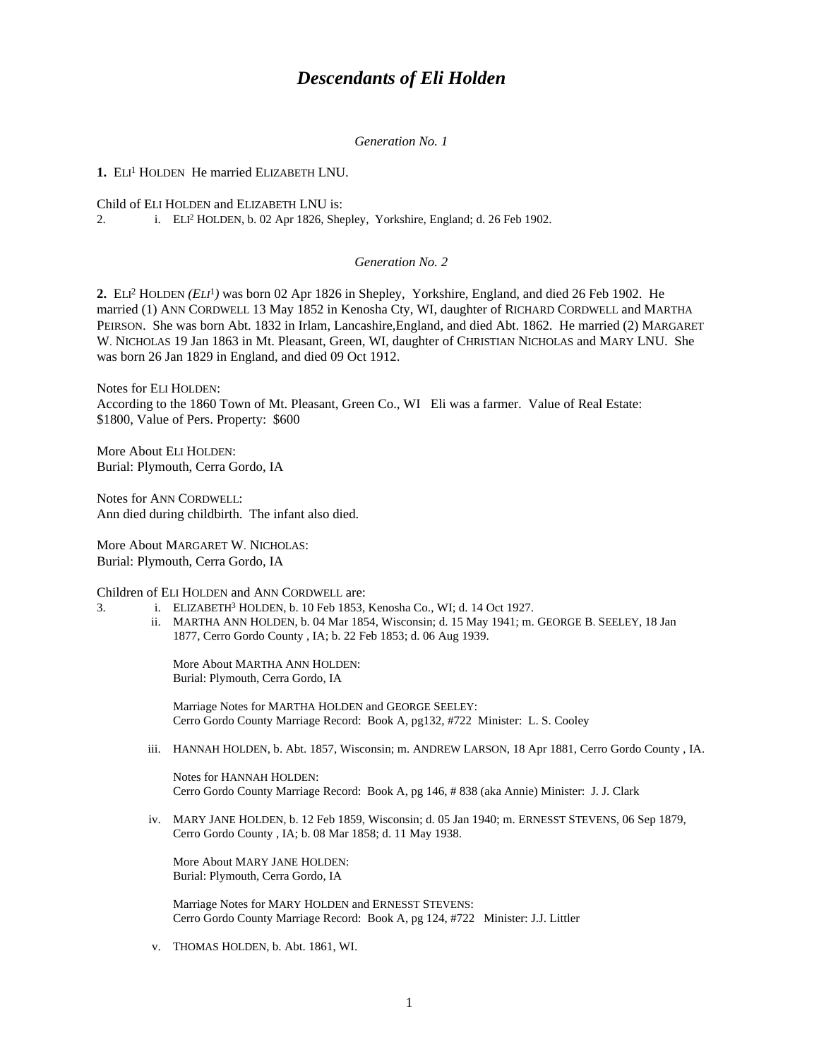# *Descendants of Eli Holden*

*Generation No. 1*

**1.** ELI[1] HOLDEN He married ELIZABETH LNU.

Child of ELI HOLDEN and ELIZABETH LNU is:

2. i. ELI[2] HOLDEN, b. 02 Apr 1826, Shepley, Yorkshire, England; d. 26 Feb 1902.

*Generation No. 2*

**2.** ELI[2] HOLDEN *(ELI[1])* was born 02 Apr 1826 in Shepley, Yorkshire, England, and died 26 Feb 1902. He married (1) ANN CORDWELL 13 May 1852 in Kenosha Cty, WI, daughter of RICHARD CORDWELL and MARTHA PEIRSON. She was born Abt. 1832 in Irlam, Lancashire,England, and died Abt. 1862. He married (2) MARGARET W. NICHOLAS 19 Jan 1863 in Mt. Pleasant, Green, WI, daughter of CHRISTIAN NICHOLAS and MARY LNU. She was born 26 Jan 1829 in England, and died 09 Oct 1912.

Notes for ELI HOLDEN:
According to the 1860 Town of Mt. Pleasant, Green Co., WI Eli was a farmer. Value of Real Estate: $1800, Value of Pers. Property: $600

More About ELI HOLDEN:
Burial: Plymouth, Cerra Gordo, IA

Notes for ANN CORDWELL:
Ann died during childbirth. The infant also died.

More About MARGARET W. NICHOLAS:
Burial: Plymouth, Cerra Gordo, IA

Children of ELI HOLDEN and ANN CORDWELL are:

3. i. ELIZABETH[3] HOLDEN, b. 10 Feb 1853, Kenosha Co., WI; d. 14 Oct 1927.

ii. MARTHA ANN HOLDEN, b. 04 Mar 1854, Wisconsin; d. 15 May 1941; m. GEORGE B. SEELEY, 18 Jan 1877, Cerro Gordo County , IA; b. 22 Feb 1853; d. 06 Aug 1939.

More About MARTHA ANN HOLDEN:
Burial: Plymouth, Cerra Gordo, IA

Marriage Notes for MARTHA HOLDEN and GEORGE SEELEY:
Cerro Gordo County Marriage Record: Book A, pg132, #722 Minister: L. S. Cooley

iii. HANNAH HOLDEN, b. Abt. 1857, Wisconsin; m. ANDREW LARSON, 18 Apr 1881, Cerro Gordo County , IA.

Notes for HANNAH HOLDEN:
Cerro Gordo County Marriage Record: Book A, pg 146, # 838 (aka Annie) Minister: J. J. Clark

iv. MARY JANE HOLDEN, b. 12 Feb 1859, Wisconsin; d. 05 Jan 1940; m. ERNESST STEVENS, 06 Sep 1879, Cerro Gordo County , IA; b. 08 Mar 1858; d. 11 May 1938.

More About MARY JANE HOLDEN:
Burial: Plymouth, Cerra Gordo, IA

Marriage Notes for MARY HOLDEN and ERNESST STEVENS:
Cerro Gordo County Marriage Record: Book A, pg 124, #722 Minister: J.J. Littler

v. THOMAS HOLDEN, b. Abt. 1861, WI.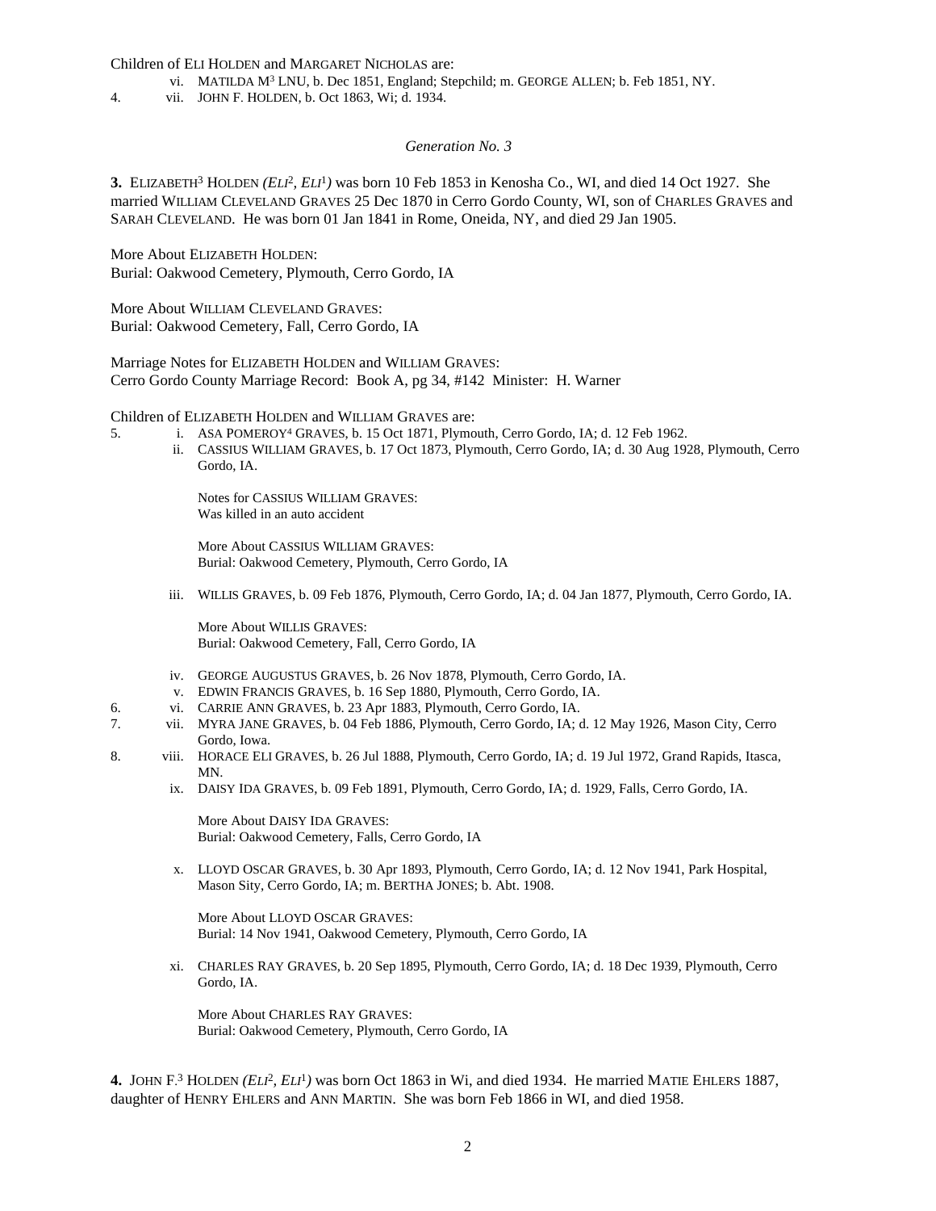Children of ELI HOLDEN and MARGARET NICHOLAS are:

vi. MATILDA M[3] LNU, b. Dec 1851, England; Stepchild; m. GEORGE ALLEN; b. Feb 1851, NY.

4. vii. JOHN F. HOLDEN, b. Oct 1863, Wi; d. 1934.

*Generation No. 3*

**3.** ELIZABETH[3] HOLDEN *(ELI[2], ELI[1])* was born 10 Feb 1853 in Kenosha Co., WI, and died 14 Oct 1927. She married WILLIAM CLEVELAND GRAVES 25 Dec 1870 in Cerro Gordo County, WI, son of CHARLES GRAVES and SARAH CLEVELAND. He was born 01 Jan 1841 in Rome, Oneida, NY, and died 29 Jan 1905.

More About ELIZABETH HOLDEN:
Burial: Oakwood Cemetery, Plymouth, Cerro Gordo, IA

More About WILLIAM CLEVELAND GRAVES:
Burial: Oakwood Cemetery, Fall, Cerro Gordo, IA

Marriage Notes for ELIZABETH HOLDEN and WILLIAM GRAVES:
Cerro Gordo County Marriage Record: Book A, pg 34, #142 Minister: H. Warner

Children of ELIZABETH HOLDEN and WILLIAM GRAVES are:

5. i. ASA POMEROY[4] GRAVES, b. 15 Oct 1871, Plymouth, Cerro Gordo, IA; d. 12 Feb 1962.

ii. CASSIUS WILLIAM GRAVES, b. 17 Oct 1873, Plymouth, Cerro Gordo, IA; d. 30 Aug 1928, Plymouth, Cerro Gordo, IA.

Notes for CASSIUS WILLIAM GRAVES:
Was killed in an auto accident

More About CASSIUS WILLIAM GRAVES:
Burial: Oakwood Cemetery, Plymouth, Cerro Gordo, IA

iii. WILLIS GRAVES, b. 09 Feb 1876, Plymouth, Cerro Gordo, IA; d. 04 Jan 1877, Plymouth, Cerro Gordo, IA.

More About WILLIS GRAVES:
Burial: Oakwood Cemetery, Fall, Cerro Gordo, IA

iv. GEORGE AUGUSTUS GRAVES, b. 26 Nov 1878, Plymouth, Cerro Gordo, IA.

v. EDWIN FRANCIS GRAVES, b. 16 Sep 1880, Plymouth, Cerro Gordo, IA.

6. vi. CARRIE ANN GRAVES, b. 23 Apr 1883, Plymouth, Cerro Gordo, IA.

7. vii. MYRA JANE GRAVES, b. 04 Feb 1886, Plymouth, Cerro Gordo, IA; d. 12 May 1926, Mason City, Cerro Gordo, Iowa.

8. viii. HORACE ELI GRAVES, b. 26 Jul 1888, Plymouth, Cerro Gordo, IA; d. 19 Jul 1972, Grand Rapids, Itasca, MN.

ix. DAISY IDA GRAVES, b. 09 Feb 1891, Plymouth, Cerro Gordo, IA; d. 1929, Falls, Cerro Gordo, IA.

More About DAISY IDA GRAVES:
Burial: Oakwood Cemetery, Falls, Cerro Gordo, IA

x. LLOYD OSCAR GRAVES, b. 30 Apr 1893, Plymouth, Cerro Gordo, IA; d. 12 Nov 1941, Park Hospital, Mason Sity, Cerro Gordo, IA; m. BERTHA JONES; b. Abt. 1908.

More About LLOYD OSCAR GRAVES:
Burial: 14 Nov 1941, Oakwood Cemetery, Plymouth, Cerro Gordo, IA

xi. CHARLES RAY GRAVES, b. 20 Sep 1895, Plymouth, Cerro Gordo, IA; d. 18 Dec 1939, Plymouth, Cerro Gordo, IA.

More About CHARLES RAY GRAVES:
Burial: Oakwood Cemetery, Plymouth, Cerro Gordo, IA

**4.** JOHN F.[3] HOLDEN *(ELI[2], ELI[1])* was born Oct 1863 in Wi, and died 1934. He married MATIE EHLERS 1887, daughter of HENRY EHLERS and ANN MARTIN. She was born Feb 1866 in WI, and died 1958.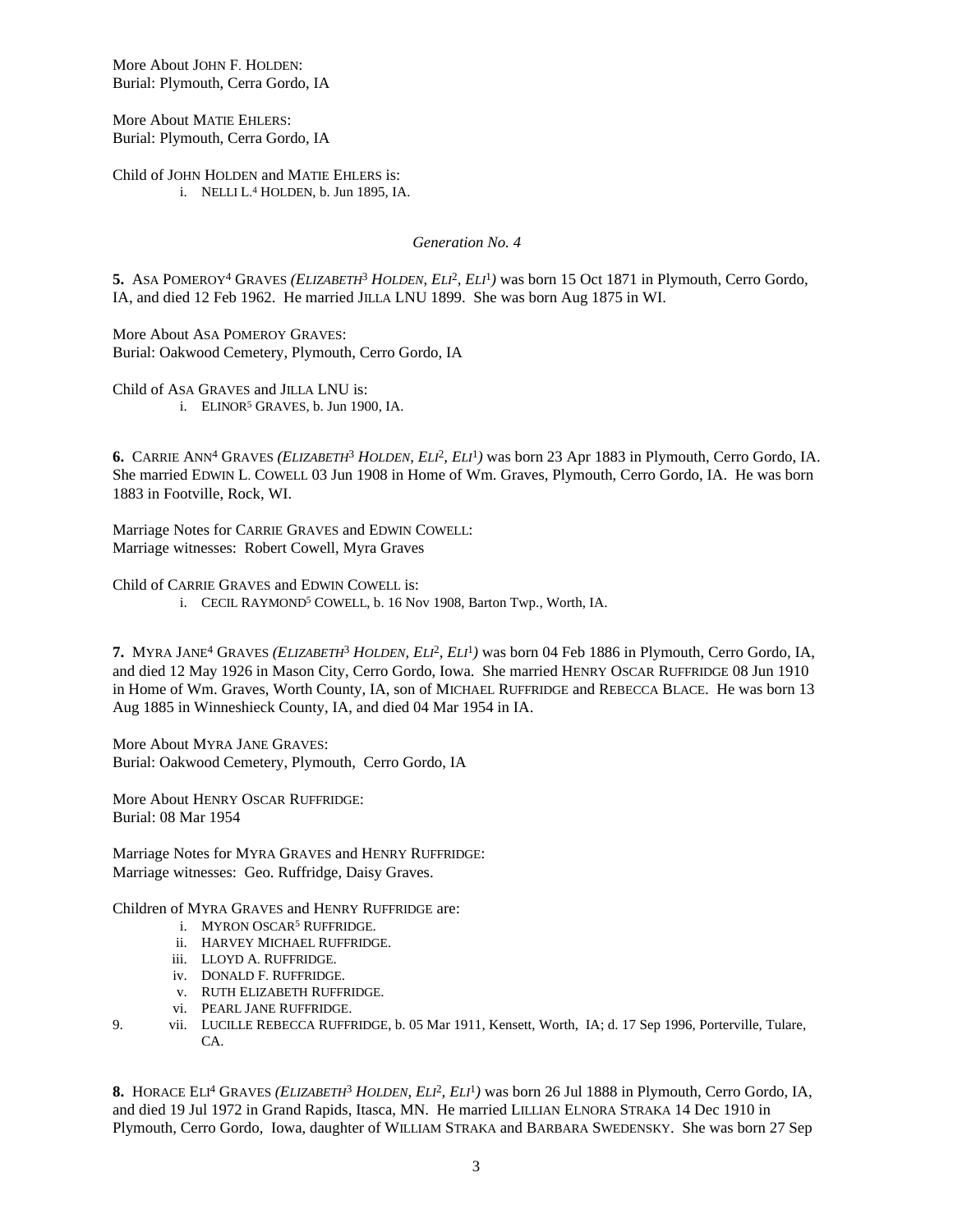More About JOHN F. HOLDEN:
Burial: Plymouth, Cerra Gordo, IA

More About MATIE EHLERS:
Burial: Plymouth, Cerra Gordo, IA

Child of JOHN HOLDEN and MATIE EHLERS is:

i. NELLI L.[4] HOLDEN, b. Jun 1895, IA.

*Generation No. 4*

**5.** ASA POMEROY[4] GRAVES *(ELIZABETH[3] HOLDEN, ELI[2], ELI[1])* was born 15 Oct 1871 in Plymouth, Cerro Gordo, IA, and died 12 Feb 1962. He married JILLA LNU 1899. She was born Aug 1875 in WI.

More About ASA POMEROY GRAVES:
Burial: Oakwood Cemetery, Plymouth, Cerro Gordo, IA

Child of ASA GRAVES and JILLA LNU is:

i. ELINOR[5] GRAVES, b. Jun 1900, IA.

**6.** CARRIE ANN[4] GRAVES *(ELIZABETH[3] HOLDEN, ELI[2], ELI[1])* was born 23 Apr 1883 in Plymouth, Cerro Gordo, IA. She married EDWIN L. COWELL 03 Jun 1908 in Home of Wm. Graves, Plymouth, Cerro Gordo, IA. He was born 1883 in Footville, Rock, WI.

Marriage Notes for CARRIE GRAVES and EDWIN COWELL:
Marriage witnesses: Robert Cowell, Myra Graves

Child of CARRIE GRAVES and EDWIN COWELL is:

i. CECIL RAYMOND[5] COWELL, b. 16 Nov 1908, Barton Twp., Worth, IA.

**7.** MYRA JANE[4] GRAVES *(ELIZABETH[3] HOLDEN, ELI[2], ELI[1])* was born 04 Feb 1886 in Plymouth, Cerro Gordo, IA, and died 12 May 1926 in Mason City, Cerro Gordo, Iowa. She married HENRY OSCAR RUFFRIDGE 08 Jun 1910 in Home of Wm. Graves, Worth County, IA, son of MICHAEL RUFFRIDGE and REBECCA BLACE. He was born 13 Aug 1885 in Winneshieck County, IA, and died 04 Mar 1954 in IA.

More About MYRA JANE GRAVES:
Burial: Oakwood Cemetery, Plymouth, Cerro Gordo, IA

More About HENRY OSCAR RUFFRIDGE:
Burial: 08 Mar 1954

Marriage Notes for MYRA GRAVES and HENRY RUFFRIDGE:
Marriage witnesses: Geo. Ruffridge, Daisy Graves.

Children of MYRA GRAVES and HENRY RUFFRIDGE are:

i. MYRON OSCAR[5] RUFFRIDGE.
ii. HARVEY MICHAEL RUFFRIDGE.
iii. LLOYD A. RUFFRIDGE.
iv. DONALD F. RUFFRIDGE.
v. RUTH ELIZABETH RUFFRIDGE.
vi. PEARL JANE RUFFRIDGE.
9. vii. LUCILLE REBECCA RUFFRIDGE, b. 05 Mar 1911, Kensett, Worth, IA; d. 17 Sep 1996, Porterville, Tulare, CA.

**8.** HORACE ELI[4] GRAVES *(ELIZABETH[3] HOLDEN, ELI[2], ELI[1])* was born 26 Jul 1888 in Plymouth, Cerro Gordo, IA, and died 19 Jul 1972 in Grand Rapids, Itasca, MN. He married LILLIAN ELNORA STRAKA 14 Dec 1910 in Plymouth, Cerro Gordo, Iowa, daughter of WILLIAM STRAKA and BARBARA SWEDENSKY. She was born 27 Sep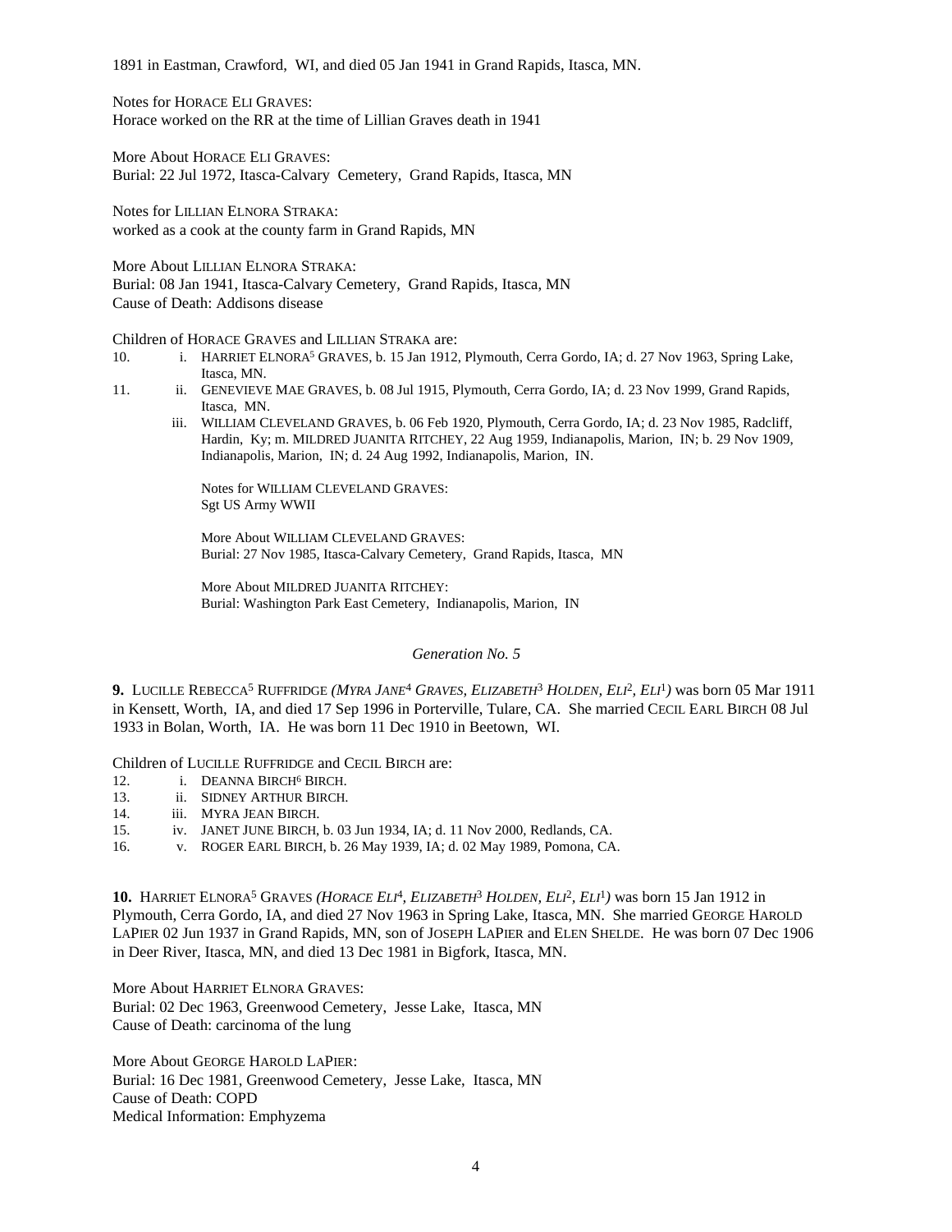1891 in Eastman, Crawford, WI, and died 05 Jan 1941 in Grand Rapids, Itasca, MN.

Notes for HORACE ELI GRAVES:
Horace worked on the RR at the time of Lillian Graves death in 1941

More About HORACE ELI GRAVES:
Burial: 22 Jul 1972, Itasca-Calvary Cemetery, Grand Rapids, Itasca, MN

Notes for LILLIAN ELNORA STRAKA:
worked as a cook at the county farm in Grand Rapids, MN

More About LILLIAN ELNORA STRAKA:
Burial: 08 Jan 1941, Itasca-Calvary Cemetery, Grand Rapids, Itasca, MN
Cause of Death: Addisons disease

Children of HORACE GRAVES and LILLIAN STRAKA are:

10. i. HARRIET ELNORA[5] GRAVES, b. 15 Jan 1912, Plymouth, Cerra Gordo, IA; d. 27 Nov 1963, Spring Lake, Itasca, MN.
11. ii. GENEVIEVE MAE GRAVES, b. 08 Jul 1915, Plymouth, Cerra Gordo, IA; d. 23 Nov 1999, Grand Rapids, Itasca, MN.
    iii. WILLIAM CLEVELAND GRAVES, b. 06 Feb 1920, Plymouth, Cerra Gordo, IA; d. 23 Nov 1985, Radcliff, Hardin, Ky; m. MILDRED JUANITA RITCHEY, 22 Aug 1959, Indianapolis, Marion, IN; b. 29 Nov 1909, Indianapolis, Marion, IN; d. 24 Aug 1992, Indianapolis, Marion, IN.

    Notes for WILLIAM CLEVELAND GRAVES:
    Sgt US Army WWII

    More About WILLIAM CLEVELAND GRAVES:
    Burial: 27 Nov 1985, Itasca-Calvary Cemetery, Grand Rapids, Itasca, MN

    More About MILDRED JUANITA RITCHEY:
    Burial: Washington Park East Cemetery, Indianapolis, Marion, IN

## *Generation No. 5*

**9.** LUCILLE REBECCA[5] RUFFRIDGE *(MYRA JANE[4] GRAVES, ELIZABETH[3] HOLDEN, ELI[2], ELI[1])* was born 05 Mar 1911 in Kensett, Worth, IA, and died 17 Sep 1996 in Porterville, Tulare, CA. She married CECIL EARL BIRCH 08 Jul 1933 in Bolan, Worth, IA. He was born 11 Dec 1910 in Beetown, WI.

Children of LUCILLE RUFFRIDGE and CECIL BIRCH are:

12. i. DEANNA BIRCH[6] BIRCH.
13. ii. SIDNEY ARTHUR BIRCH.
14. iii. MYRA JEAN BIRCH.
15. iv. JANET JUNE BIRCH, b. 03 Jun 1934, IA; d. 11 Nov 2000, Redlands, CA.
16. v. ROGER EARL BIRCH, b. 26 May 1939, IA; d. 02 May 1989, Pomona, CA.

**10.** HARRIET ELNORA[5] GRAVES *(HORACE ELI[4], ELIZABETH[3] HOLDEN, ELI[2], ELI[1])* was born 15 Jan 1912 in Plymouth, Cerra Gordo, IA, and died 27 Nov 1963 in Spring Lake, Itasca, MN. She married GEORGE HAROLD LAPIER 02 Jun 1937 in Grand Rapids, MN, son of JOSEPH LAPIER and ELEN SHELDE. He was born 07 Dec 1906 in Deer River, Itasca, MN, and died 13 Dec 1981 in Bigfork, Itasca, MN.

More About HARRIET ELNORA GRAVES:
Burial: 02 Dec 1963, Greenwood Cemetery, Jesse Lake, Itasca, MN
Cause of Death: carcinoma of the lung

More About GEORGE HAROLD LAPIER:
Burial: 16 Dec 1981, Greenwood Cemetery, Jesse Lake, Itasca, MN
Cause of Death: COPD
Medical Information: Emphyzema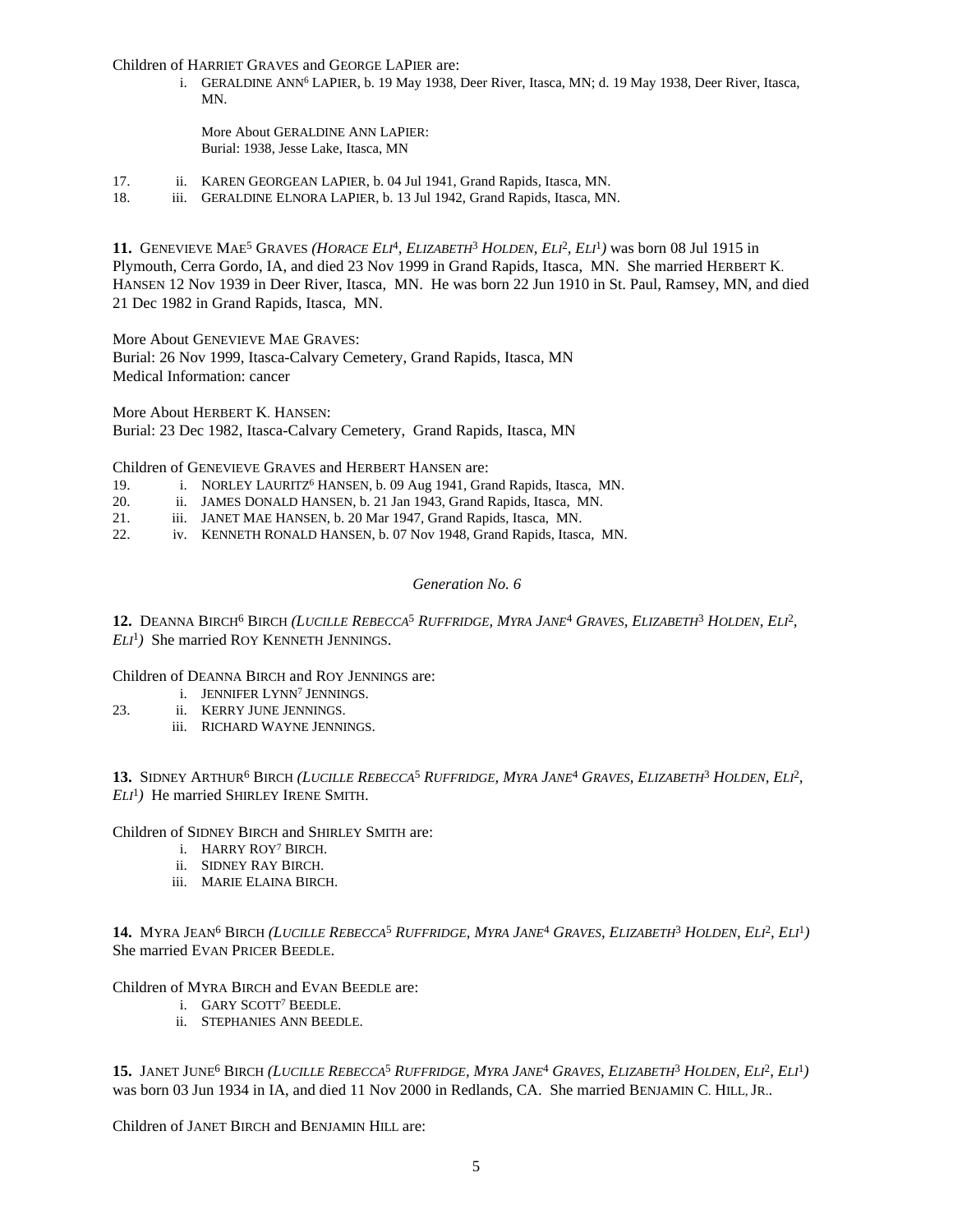Children of HARRIET GRAVES and GEORGE LAPIER are:

i. GERALDINE ANN[6] LAPIER, b. 19 May 1938, Deer River, Itasca, MN; d. 19 May 1938, Deer River, Itasca, MN.

More About GERALDINE ANN LAPIER:
Burial: 1938, Jesse Lake, Itasca, MN

17. ii. KAREN GEORGEAN LAPIER, b. 04 Jul 1941, Grand Rapids, Itasca, MN.
18. iii. GERALDINE ELNORA LAPIER, b. 13 Jul 1942, Grand Rapids, Itasca, MN.

**11.** GENEVIEVE MAE[5] GRAVES *(HORACE ELI[4], ELIZABETH[3] HOLDEN, ELI[2], ELI[1])* was born 08 Jul 1915 in Plymouth, Cerra Gordo, IA, and died 23 Nov 1999 in Grand Rapids, Itasca, MN. She married HERBERT K. HANSEN 12 Nov 1939 in Deer River, Itasca, MN. He was born 22 Jun 1910 in St. Paul, Ramsey, MN, and died 21 Dec 1982 in Grand Rapids, Itasca, MN.

More About GENEVIEVE MAE GRAVES:
Burial: 26 Nov 1999, Itasca-Calvary Cemetery, Grand Rapids, Itasca, MN
Medical Information: cancer

More About HERBERT K. HANSEN:
Burial: 23 Dec 1982, Itasca-Calvary Cemetery, Grand Rapids, Itasca, MN

Children of GENEVIEVE GRAVES and HERBERT HANSEN are:

19. i. NORLEY LAURITZ[6] HANSEN, b. 09 Aug 1941, Grand Rapids, Itasca, MN.
20. ii. JAMES DONALD HANSEN, b. 21 Jan 1943, Grand Rapids, Itasca, MN.
21. iii. JANET MAE HANSEN, b. 20 Mar 1947, Grand Rapids, Itasca, MN.
22. iv. KENNETH RONALD HANSEN, b. 07 Nov 1948, Grand Rapids, Itasca, MN.

## *Generation No. 6*

**12.** DEANNA BIRCH[6] BIRCH *(LUCILLE REBECCA[5] RUFFRIDGE, MYRA JANE[4] GRAVES, ELIZABETH[3] HOLDEN, ELI[2], ELI[1])* She married ROY KENNETH JENNINGS.

Children of DEANNA BIRCH and ROY JENNINGS are:

i. JENNIFER LYNN[7] JENNINGS.
23. ii. KERRY JUNE JENNINGS.
iii. RICHARD WAYNE JENNINGS.

**13.** SIDNEY ARTHUR[6] BIRCH *(LUCILLE REBECCA[5] RUFFRIDGE, MYRA JANE[4] GRAVES, ELIZABETH[3] HOLDEN, ELI[2], ELI[1])* He married SHIRLEY IRENE SMITH.

Children of SIDNEY BIRCH and SHIRLEY SMITH are:

i. HARRY ROY[7] BIRCH.
ii. SIDNEY RAY BIRCH.
iii. MARIE ELAINA BIRCH.

**14.** MYRA JEAN[6] BIRCH *(LUCILLE REBECCA[5] RUFFRIDGE, MYRA JANE[4] GRAVES, ELIZABETH[3] HOLDEN, ELI[2], ELI[1])* She married EVAN PRICER BEEDLE.

Children of MYRA BIRCH and EVAN BEEDLE are:

i. GARY SCOTT[7] BEEDLE.
ii. STEPHANIES ANN BEEDLE.

**15.** JANET JUNE[6] BIRCH *(LUCILLE REBECCA[5] RUFFRIDGE, MYRA JANE[4] GRAVES, ELIZABETH[3] HOLDEN, ELI[2], ELI[1])* was born 03 Jun 1934 in IA, and died 11 Nov 2000 in Redlands, CA. She married BENJAMIN C. HILL, JR..

Children of JANET BIRCH and BENJAMIN HILL are: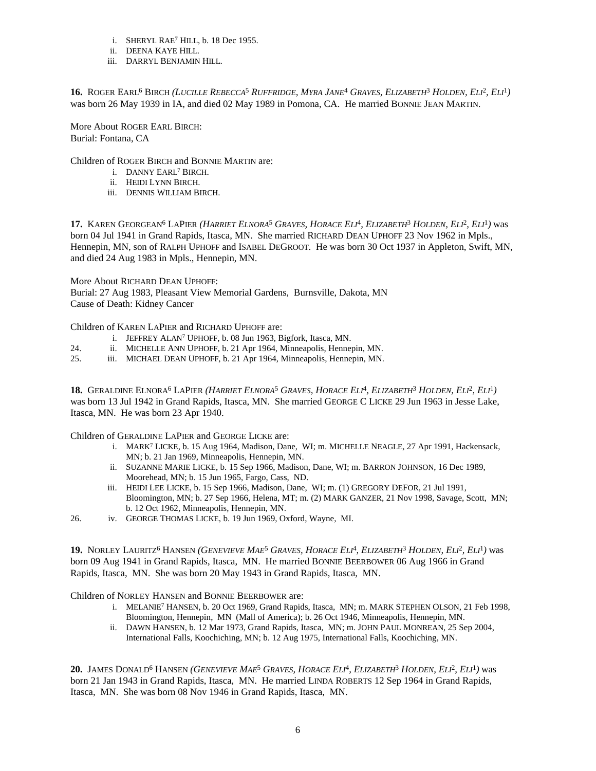i. SHERYL RAE[7] HILL, b. 18 Dec 1955.
ii. DEENA KAYE HILL.
iii. DARRYL BENJAMIN HILL.

**16.** ROGER EARL[6] BIRCH *(LUCILLE REBECCA[5] RUFFRIDGE, MYRA JANE[4] GRAVES, ELIZABETH[3] HOLDEN, ELI[2], ELI[1])* was born 26 May 1939 in IA, and died 02 May 1989 in Pomona, CA. He married BONNIE JEAN MARTIN.

More About ROGER EARL BIRCH:
Burial: Fontana, CA

Children of ROGER BIRCH and BONNIE MARTIN are:

i. DANNY EARL[7] BIRCH.
ii. HEIDI LYNN BIRCH.
iii. DENNIS WILLIAM BIRCH.

**17.** KAREN GEORGEAN[6] LAPIER *(HARRIET ELNORA[5] GRAVES, HORACE ELI[4], ELIZABETH[3] HOLDEN, ELI[2], ELI[1])* was born 04 Jul 1941 in Grand Rapids, Itasca, MN. She married RICHARD DEAN UPHOFF 23 Nov 1962 in Mpls., Hennepin, MN, son of RALPH UPHOFF and ISABEL DEGROOT. He was born 30 Oct 1937 in Appleton, Swift, MN, and died 24 Aug 1983 in Mpls., Hennepin, MN.

More About RICHARD DEAN UPHOFF:
Burial: 27 Aug 1983, Pleasant View Memorial Gardens, Burnsville, Dakota, MN
Cause of Death: Kidney Cancer

Children of KAREN LAPIER and RICHARD UPHOFF are:

i. JEFFREY ALAN[7] UPHOFF, b. 08 Jun 1963, Bigfork, Itasca, MN.
24. ii. MICHELLE ANN UPHOFF, b. 21 Apr 1964, Minneapolis, Hennepin, MN.
25. iii. MICHAEL DEAN UPHOFF, b. 21 Apr 1964, Minneapolis, Hennepin, MN.

**18.** GERALDINE ELNORA[6] LAPIER *(HARRIET ELNORA[5] GRAVES, HORACE ELI[4], ELIZABETH[3] HOLDEN, ELI[2], ELI[1])* was born 13 Jul 1942 in Grand Rapids, Itasca, MN. She married GEORGE C LICKE 29 Jun 1963 in Jesse Lake, Itasca, MN. He was born 23 Apr 1940.

Children of GERALDINE LAPIER and GEORGE LICKE are:

i. MARK[7] LICKE, b. 15 Aug 1964, Madison, Dane, WI; m. MICHELLE NEAGLE, 27 Apr 1991, Hackensack, MN; b. 21 Jan 1969, Minneapolis, Hennepin, MN.
ii. SUZANNE MARIE LICKE, b. 15 Sep 1966, Madison, Dane, WI; m. BARRON JOHNSON, 16 Dec 1989, Moorehead, MN; b. 15 Jun 1965, Fargo, Cass, ND.
iii. HEIDI LEE LICKE, b. 15 Sep 1966, Madison, Dane, WI; m. (1) GREGORY DEFOR, 21 Jul 1991, Bloomington, MN; b. 27 Sep 1966, Helena, MT; m. (2) MARK GANZER, 21 Nov 1998, Savage, Scott, MN; b. 12 Oct 1962, Minneapolis, Hennepin, MN.
26. iv. GEORGE THOMAS LICKE, b. 19 Jun 1969, Oxford, Wayne, MI.

**19.** NORLEY LAURITZ[6] HANSEN *(GENEVIEVE MAE[5] GRAVES, HORACE ELI[4], ELIZABETH[3] HOLDEN, ELI[2], ELI[1])* was born 09 Aug 1941 in Grand Rapids, Itasca, MN. He married BONNIE BEERBOWER 06 Aug 1966 in Grand Rapids, Itasca, MN. She was born 20 May 1943 in Grand Rapids, Itasca, MN.

Children of NORLEY HANSEN and BONNIE BEERBOWER are:

i. MELANIE[7] HANSEN, b. 20 Oct 1969, Grand Rapids, Itasca, MN; m. MARK STEPHEN OLSON, 21 Feb 1998, Bloomington, Hennepin, MN (Mall of America); b. 26 Oct 1946, Minneapolis, Hennepin, MN.
ii. DAWN HANSEN, b. 12 Mar 1973, Grand Rapids, Itasca, MN; m. JOHN PAUL MONREAN, 25 Sep 2004, International Falls, Koochiching, MN; b. 12 Aug 1975, International Falls, Koochiching, MN.

**20.** JAMES DONALD[6] HANSEN *(GENEVIEVE MAE[5] GRAVES, HORACE ELI[4], ELIZABETH[3] HOLDEN, ELI[2], ELI[1])* was born 21 Jan 1943 in Grand Rapids, Itasca, MN. He married LINDA ROBERTS 12 Sep 1964 in Grand Rapids, Itasca, MN. She was born 08 Nov 1946 in Grand Rapids, Itasca, MN.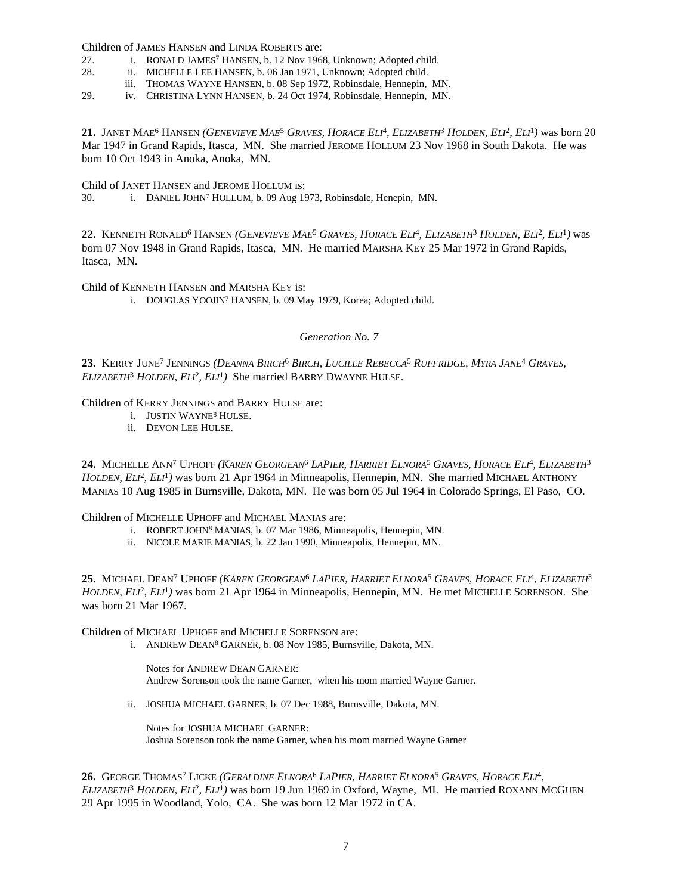Children of JAMES HANSEN and LINDA ROBERTS are:

27. i. RONALD JAMES[7] HANSEN, b. 12 Nov 1968, Unknown; Adopted child.
28. ii. MICHELLE LEE HANSEN, b. 06 Jan 1971, Unknown; Adopted child.
    iii. THOMAS WAYNE HANSEN, b. 08 Sep 1972, Robinsdale, Hennepin, MN.
29. iv. CHRISTINA LYNN HANSEN, b. 24 Oct 1974, Robinsdale, Hennepin, MN.

**21.** JANET MAE[6] HANSEN *(GENEVIEVE MAE[5] GRAVES, HORACE ELI[4], ELIZABETH[3] HOLDEN, ELI[2], ELI[1])* was born 20 Mar 1947 in Grand Rapids, Itasca, MN. She married JEROME HOLLUM 23 Nov 1968 in South Dakota. He was born 10 Oct 1943 in Anoka, Anoka, MN.

Child of JANET HANSEN and JEROME HOLLUM is:

30. i. DANIEL JOHN[7] HOLLUM, b. 09 Aug 1973, Robinsdale, Henepin, MN.

**22.** KENNETH RONALD[6] HANSEN *(GENEVIEVE MAE[5] GRAVES, HORACE ELI[4], ELIZABETH[3] HOLDEN, ELI[2], ELI[1])* was born 07 Nov 1948 in Grand Rapids, Itasca, MN. He married MARSHA KEY 25 Mar 1972 in Grand Rapids, Itasca, MN.

Child of KENNETH HANSEN and MARSHA KEY is:

i. DOUGLAS YOOJIN[7] HANSEN, b. 09 May 1979, Korea; Adopted child.

*Generation No. 7*

**23.** KERRY JUNE[7] JENNINGS *(DEANNA BIRCH[6] BIRCH, LUCILLE REBECCA[5] RUFFRIDGE, MYRA JANE[4] GRAVES, ELIZABETH[3] HOLDEN, ELI[2], ELI[1])* She married BARRY DWAYNE HULSE.

Children of KERRY JENNINGS and BARRY HULSE are:

i. JUSTIN WAYNE[8] HULSE.
ii. DEVON LEE HULSE.

**24.** MICHELLE ANN[7] UPHOFF *(KAREN GEORGEAN[6] LAPIER, HARRIET ELNORA[5] GRAVES, HORACE ELI[4], ELIZABETH[3] HOLDEN, ELI[2], ELI[1])* was born 21 Apr 1964 in Minneapolis, Hennepin, MN. She married MICHAEL ANTHONY MANIAS 10 Aug 1985 in Burnsville, Dakota, MN. He was born 05 Jul 1964 in Colorado Springs, El Paso, CO.

Children of MICHELLE UPHOFF and MICHAEL MANIAS are:

i. ROBERT JOHN[8] MANIAS, b. 07 Mar 1986, Minneapolis, Hennepin, MN.
ii. NICOLE MARIE MANIAS, b. 22 Jan 1990, Minneapolis, Hennepin, MN.

**25.** MICHAEL DEAN[7] UPHOFF *(KAREN GEORGEAN[6] LAPIER, HARRIET ELNORA[5] GRAVES, HORACE ELI[4], ELIZABETH[3] HOLDEN, ELI[2], ELI[1])* was born 21 Apr 1964 in Minneapolis, Hennepin, MN. He met MICHELLE SORENSON. She was born 21 Mar 1967.

Children of MICHAEL UPHOFF and MICHELLE SORENSON are:

i. ANDREW DEAN[8] GARNER, b. 08 Nov 1985, Burnsville, Dakota, MN.

   Notes for ANDREW DEAN GARNER:
   Andrew Sorenson took the name Garner, when his mom married Wayne Garner.

ii. JOSHUA MICHAEL GARNER, b. 07 Dec 1988, Burnsville, Dakota, MN.

   Notes for JOSHUA MICHAEL GARNER:
   Joshua Sorenson took the name Garner, when his mom married Wayne Garner

**26.** GEORGE THOMAS[7] LICKE *(GERALDINE ELNORA[6] LAPIER, HARRIET ELNORA[5] GRAVES, HORACE ELI[4], ELIZABETH[3] HOLDEN, ELI[2], ELI[1])* was born 19 Jun 1969 in Oxford, Wayne, MI. He married ROXANN MCGUEN 29 Apr 1995 in Woodland, Yolo, CA. She was born 12 Mar 1972 in CA.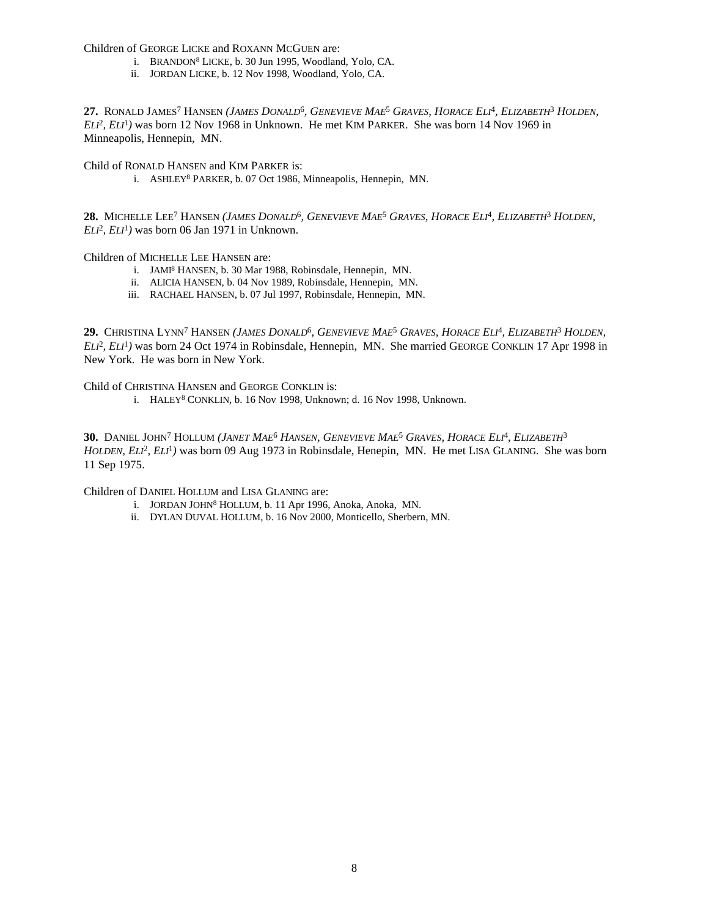Children of GEORGE LICKE and ROXANN MCGUEN are:

- i. BRANDON[8] LICKE, b. 30 Jun 1995, Woodland, Yolo, CA.
- ii. JORDAN LICKE, b. 12 Nov 1998, Woodland, Yolo, CA.

**27.** RONALD JAMES[7] HANSEN *(JAMES DONALD[6], GENEVIEVE MAE[5] GRAVES, HORACE ELI[4], ELIZABETH[3] HOLDEN, ELI[2], ELI[1])* was born 12 Nov 1968 in Unknown. He met KIM PARKER. She was born 14 Nov 1969 in Minneapolis, Hennepin, MN.

Child of RONALD HANSEN and KIM PARKER is:

- i. ASHLEY[8] PARKER, b. 07 Oct 1986, Minneapolis, Hennepin, MN.

**28.** MICHELLE LEE[7] HANSEN *(JAMES DONALD[6], GENEVIEVE MAE[5] GRAVES, HORACE ELI[4], ELIZABETH[3] HOLDEN, ELI[2], ELI[1])* was born 06 Jan 1971 in Unknown.

Children of MICHELLE LEE HANSEN are:

- i. JAMI[8] HANSEN, b. 30 Mar 1988, Robinsdale, Hennepin, MN.
- ii. ALICIA HANSEN, b. 04 Nov 1989, Robinsdale, Hennepin, MN.
- iii. RACHAEL HANSEN, b. 07 Jul 1997, Robinsdale, Hennepin, MN.

**29.** CHRISTINA LYNN[7] HANSEN *(JAMES DONALD[6], GENEVIEVE MAE[5] GRAVES, HORACE ELI[4], ELIZABETH[3] HOLDEN, ELI[2], ELI[1])* was born 24 Oct 1974 in Robinsdale, Hennepin, MN. She married GEORGE CONKLIN 17 Apr 1998 in New York. He was born in New York.

Child of CHRISTINA HANSEN and GEORGE CONKLIN is:

- i. HALEY[8] CONKLIN, b. 16 Nov 1998, Unknown; d. 16 Nov 1998, Unknown.

**30.** DANIEL JOHN[7] HOLLUM *(JANET MAE[6] HANSEN, GENEVIEVE MAE[5] GRAVES, HORACE ELI[4], ELIZABETH[3] HOLDEN, ELI[2], ELI[1])* was born 09 Aug 1973 in Robinsdale, Henepin, MN. He met LISA GLANING. She was born 11 Sep 1975.

Children of DANIEL HOLLUM and LISA GLANING are:

- i. JORDAN JOHN[8] HOLLUM, b. 11 Apr 1996, Anoka, Anoka, MN.
- ii. DYLAN DUVAL HOLLUM, b. 16 Nov 2000, Monticello, Sherbern, MN.